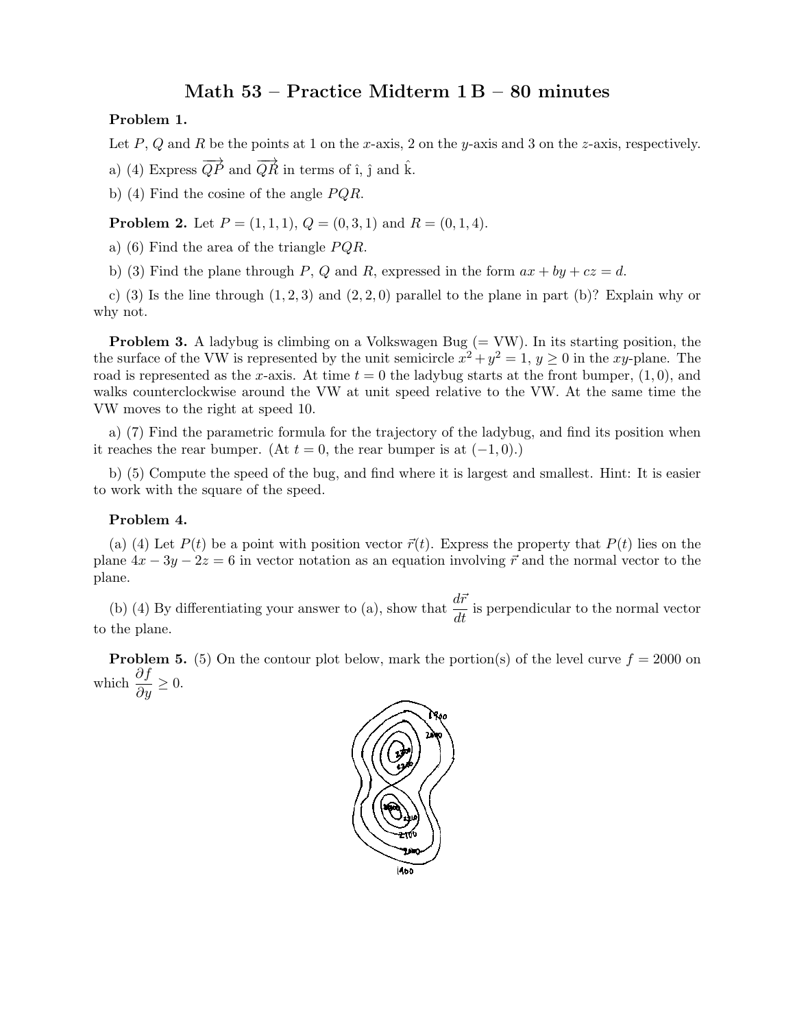# Math 53 – Practice Midterm 1 B – 80 minutes

**Problem 1.**

Let $P$, $Q$ and $R$ be the points at 1 on the $x$-axis, 2 on the $y$-axis and 3 on the $z$-axis, respectively.

a) (4) Express $\overrightarrow{QP}$ and $\overrightarrow{QR}$ in terms of $\hat{\imath}$, $\hat{\jmath}$ and $\hat{k}$.

b) (4) Find the cosine of the angle $PQR$.

**Problem 2.** Let $P = (1, 1, 1)$, $Q = (0, 3, 1)$ and $R = (0, 1, 4)$.

a) (6) Find the area of the triangle $PQR$.

b) (3) Find the plane through $P$, $Q$ and $R$, expressed in the form $ax + by + cz = d$.

c) (3) Is the line through $(1, 2, 3)$ and $(2, 2, 0)$ parallel to the plane in part (b)? Explain why or why not.

**Problem 3.** A ladybug is climbing on a Volkswagen Bug (= VW). In its starting position, the the surface of the VW is represented by the unit semicircle $x^2 + y^2 = 1$, $y \geq 0$ in the $xy$-plane. The road is represented as the $x$-axis. At time $t = 0$ the ladybug starts at the front bumper, $(1, 0)$, and walks counterclockwise around the VW at unit speed relative to the VW. At the same time the VW moves to the right at speed 10.

a) (7) Find the parametric formula for the trajectory of the ladybug, and find its position when it reaches the rear bumper. (At $t = 0$, the rear bumper is at $(-1, 0)$.)

b) (5) Compute the speed of the bug, and find where it is largest and smallest. Hint: It is easier to work with the square of the speed.

**Problem 4.**

(a) (4) Let $P(t)$ be a point with position vector $\vec{r}(t)$. Express the property that $P(t)$ lies on the plane $4x - 3y - 2z = 6$ in vector notation as an equation involving $\vec{r}$ and the normal vector to the plane.

(b) (4) By differentiating your answer to (a), show that $\dfrac{d\vec{r}}{dt}$ is perpendicular to the normal vector to the plane.

**Problem 5.** (5) On the contour plot below, mark the portion(s) of the level curve $f = 2000$ on which $\dfrac{\partial f}{\partial y} \geq 0$.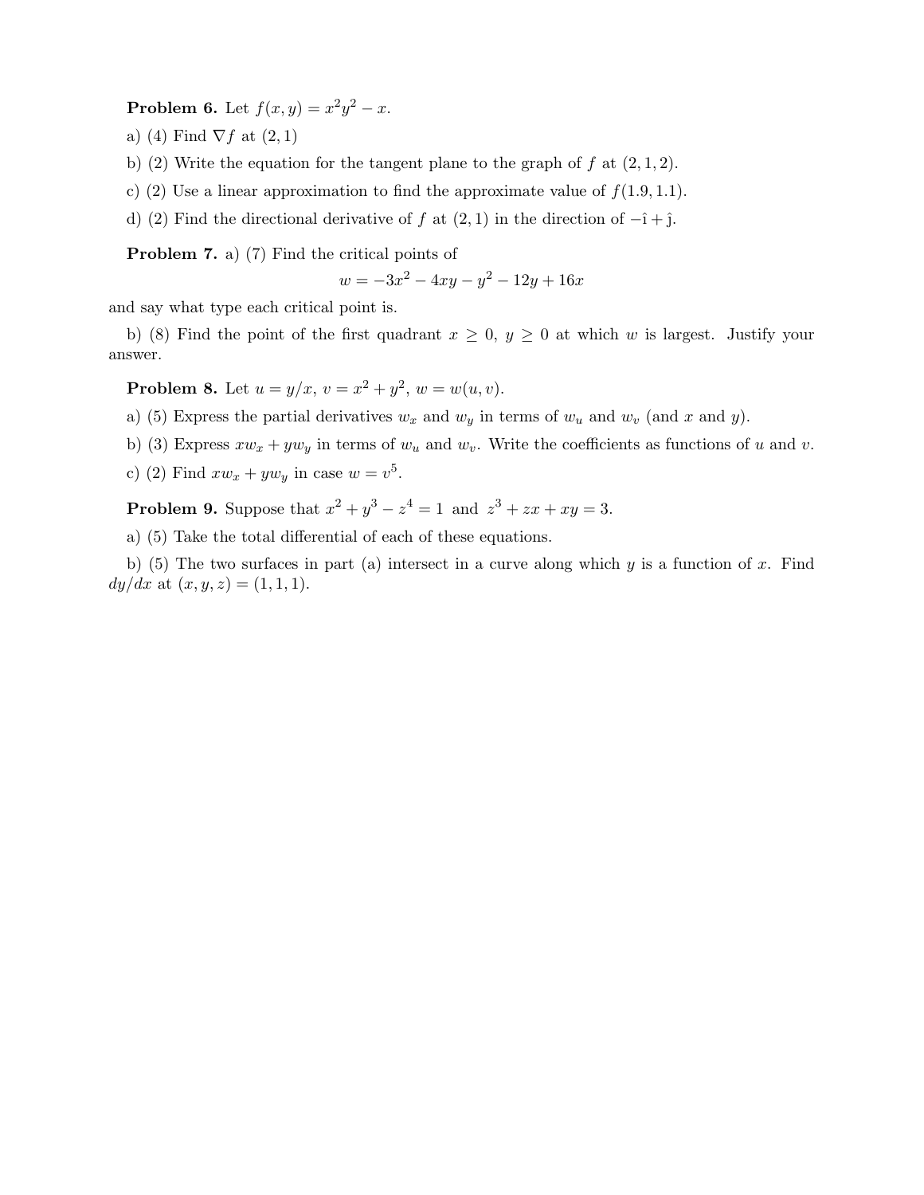**Problem 6.** Let $f(x, y) = x^2y^2 - x$.

a) (4) Find $\nabla f$ at $(2, 1)$

b) (2) Write the equation for the tangent plane to the graph of $f$ at $(2, 1, 2)$.

c) (2) Use a linear approximation to find the approximate value of $f(1.9, 1.1)$.

d) (2) Find the directional derivative of $f$ at $(2, 1)$ in the direction of $-\hat{\imath} + \hat{\jmath}$.

**Problem 7.** a) (7) Find the critical points of

$$w = -3x^2 - 4xy - y^2 - 12y + 16x$$

and say what type each critical point is.

b) (8) Find the point of the first quadrant $x \geq 0$, $y \geq 0$ at which $w$ is largest. Justify your answer.

**Problem 8.** Let $u = y/x$, $v = x^2 + y^2$, $w = w(u, v)$.

a) (5) Express the partial derivatives $w_x$ and $w_y$ in terms of $w_u$ and $w_v$ (and $x$ and $y$).

b) (3) Express $xw_x + yw_y$ in terms of $w_u$ and $w_v$. Write the coefficients as functions of $u$ and $v$.

c) (2) Find $xw_x + yw_y$ in case $w = v^5$.

**Problem 9.** Suppose that $x^2 + y^3 - z^4 = 1$ and $z^3 + zx + xy = 3$.

a) (5) Take the total differential of each of these equations.

b) (5) The two surfaces in part (a) intersect in a curve along which $y$ is a function of $x$. Find $dy/dx$ at $(x, y, z) = (1, 1, 1)$.